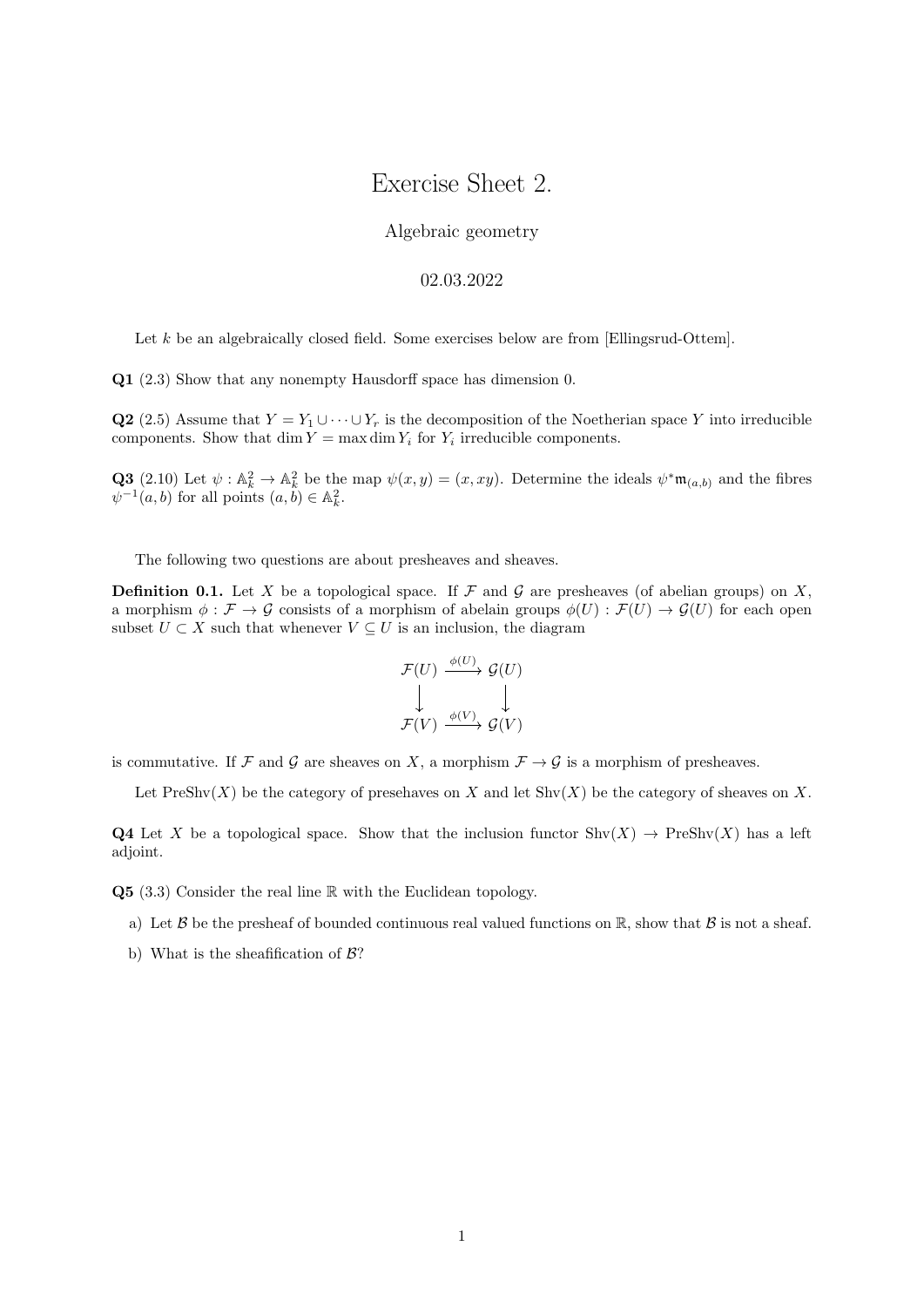# Exercise Sheet 2.

Algebraic geometry

02.03.2022

Let $k$ be an algebraically closed field. Some exercises below are from [Ellingsrud-Ottem].

**Q1** (2.3) Show that any nonempty Hausdorff space has dimension 0.

**Q2** (2.5) Assume that $Y = Y_1 \cup \cdots \cup Y_r$ is the decomposition of the Noetherian space $Y$ into irreducible components. Show that $\dim Y = \max \dim Y_i$ for $Y_i$ irreducible components.

**Q3** (2.10) Let $\psi : \mathbb{A}^2_k \to \mathbb{A}^2_k$ be the map $\psi(x, y) = (x, xy)$. Determine the ideals $\psi^* \mathfrak{m}_{(a,b)}$ and the fibres $\psi^{-1}(a, b)$ for all points $(a, b) \in \mathbb{A}^2_k$.

The following two questions are about presheaves and sheaves.

**Definition 0.1.** Let $X$ be a topological space. If $\mathcal{F}$ and $\mathcal{G}$ are presheaves (of abelian groups) on $X$, a morphism $\phi : \mathcal{F} \to \mathcal{G}$ consists of a morphism of abelain groups $\phi(U) : \mathcal{F}(U) \to \mathcal{G}(U)$ for each open subset $U \subset X$ such that whenever $V \subseteq U$ is an inclusion, the diagram

$$\begin{array}{ccc} \mathcal{F}(U) & \xrightarrow{\phi(U)} & \mathcal{G}(U) \\ \downarrow & & \downarrow \\ \mathcal{F}(V) & \xrightarrow{\phi(V)} & \mathcal{G}(V) \end{array}$$

is commutative. If $\mathcal{F}$ and $\mathcal{G}$ are sheaves on $X$, a morphism $\mathcal{F} \to \mathcal{G}$ is a morphism of presheaves.

Let $\mathrm{PreShv}(X)$ be the category of presehaves on $X$ and let $\mathrm{Shv}(X)$ be the category of sheaves on $X$.

**Q4** Let $X$ be a topological space. Show that the inclusion functor $\mathrm{Shv}(X) \to \mathrm{PreShv}(X)$ has a left adjoint.

**Q5** (3.3) Consider the real line $\mathbb{R}$ with the Euclidean topology.

a) Let $\mathcal{B}$ be the presheaf of bounded continuous real valued functions on $\mathbb{R}$, show that $\mathcal{B}$ is not a sheaf.

b) What is the sheafification of $\mathcal{B}$?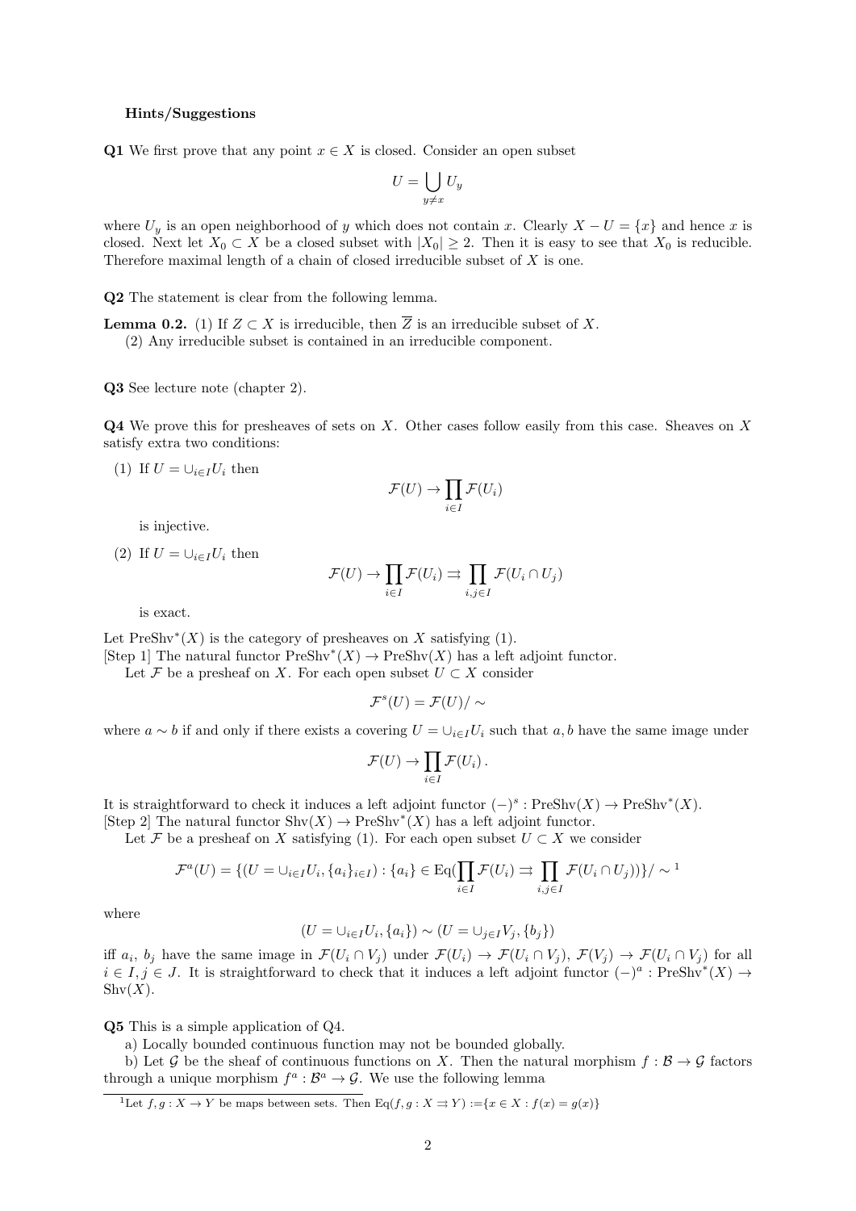**Hints/Suggestions**

**Q1** We first prove that any point $x \in X$ is closed. Consider an open subset

$$U = \bigcup_{y \neq x} U_y$$

where $U_y$ is an open neighborhood of $y$ which does not contain $x$. Clearly $X - U = \{x\}$ and hence $x$ is closed. Next let $X_0 \subset X$ be a closed subset with $|X_0| \geq 2$. Then it is easy to see that $X_0$ is reducible. Therefore maximal length of a chain of closed irreducible subset of $X$ is one.

**Q2** The statement is clear from the following lemma.

**Lemma 0.2.** (1) If $Z \subset X$ is irreducible, then $\overline{Z}$ is an irreducible subset of $X$.
(2) Any irreducible subset is contained in an irreducible component.

**Q3** See lecture note (chapter 2).

**Q4** We prove this for presheaves of sets on $X$. Other cases follow easily from this case. Sheaves on $X$ satisfy extra two conditions:

(1) If $U = \cup_{i \in I} U_i$ then

$$\mathcal{F}(U) \to \prod_{i \in I} \mathcal{F}(U_i)$$

is injective.

(2) If $U = \cup_{i \in I} U_i$ then

$$\mathcal{F}(U) \to \prod_{i \in I} \mathcal{F}(U_i) \rightrightarrows \prod_{i,j \in I} \mathcal{F}(U_i \cap U_j)$$

is exact.

Let $\mathrm{PreShv}^*(X)$ is the category of presheaves on $X$ satisfying (1).

[Step 1] The natural functor $\mathrm{PreShv}^*(X) \to \mathrm{PreShv}(X)$ has a left adjoint functor.

Let $\mathcal{F}$ be a presheaf on $X$. For each open subset $U \subset X$ consider

$$\mathcal{F}^s(U) = \mathcal{F}(U)/\sim$$

where $a \sim b$ if and only if there exists a covering $U = \cup_{i \in I} U_i$ such that $a, b$ have the same image under

$$\mathcal{F}(U) \to \prod_{i \in I} \mathcal{F}(U_i).$$

It is straightforward to check it induces a left adjoint functor $(-)^s : \mathrm{PreShv}(X) \to \mathrm{PreShv}^*(X)$.

[Step 2] The natural functor $\mathrm{Shv}(X) \to \mathrm{PreShv}^*(X)$ has a left adjoint functor.

Let $\mathcal{F}$ be a presheaf on $X$ satisfying (1). For each open subset $U \subset X$ we consider

$$\mathcal{F}^a(U) = \{(U = \cup_{i \in I} U_i, \{a_i\}_{i \in I}) : \{a_i\} \in \mathrm{Eq}(\prod_{i \in I} \mathcal{F}(U_i) \rightrightarrows \prod_{i,j \in I} \mathcal{F}(U_i \cap U_j))\}/\sim$$ [1]

where

$$(U = \cup_{i \in I} U_i, \{a_i\}) \sim (U = \cup_{j \in I} V_j, \{b_j\})$$

iff $a_i$, $b_j$ have the same image in $\mathcal{F}(U_i \cap V_j)$ under $\mathcal{F}(U_i) \to \mathcal{F}(U_i \cap V_j)$, $\mathcal{F}(V_j) \to \mathcal{F}(U_i \cap V_j)$ for all $i \in I, j \in J$. It is straightforward to check that it induces a left adjoint functor $(-)^a : \mathrm{PreShv}^*(X) \to \mathrm{Shv}(X)$.

**Q5** This is a simple application of Q4.

a) Locally bounded continuous function may not be bounded globally.

b) Let $\mathcal{G}$ be the sheaf of continuous functions on $X$. Then the natural morphism $f : \mathcal{B} \to \mathcal{G}$ factors through a unique morphism $f^a : \mathcal{B}^a \to \mathcal{G}$. We use the following lemma

[1] Let $f, g : X \to Y$ be maps between sets. Then $\mathrm{Eq}(f, g : X \rightrightarrows Y) := \{x \in X : f(x) = g(x)\}$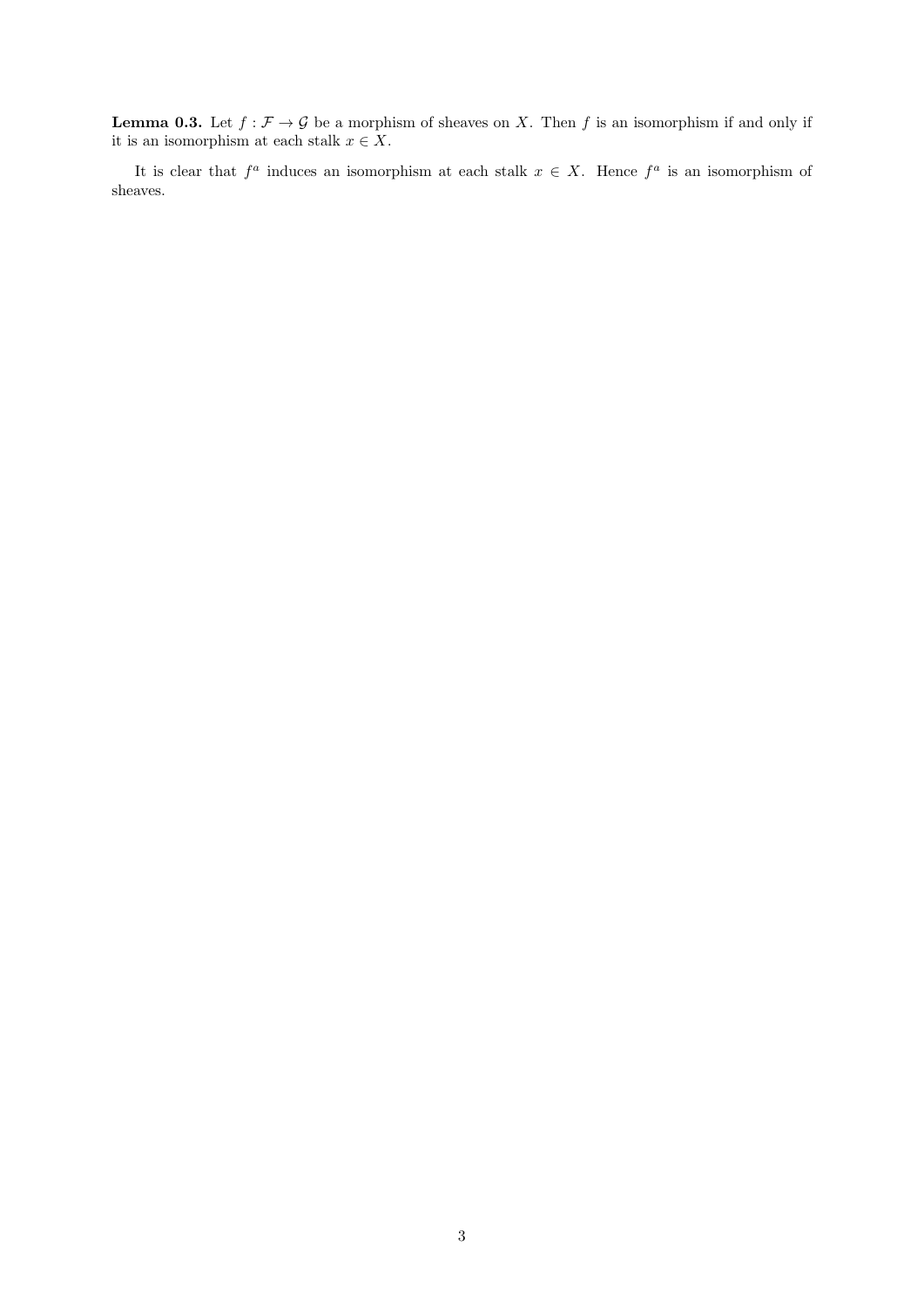**Lemma 0.3.** Let $f : \mathcal{F} \to \mathcal{G}$ be a morphism of sheaves on $X$. Then $f$ is an isomorphism if and only if it is an isomorphism at each stalk $x \in X$.

It is clear that $f^a$ induces an isomorphism at each stalk $x \in X$. Hence $f^a$ is an isomorphism of sheaves.